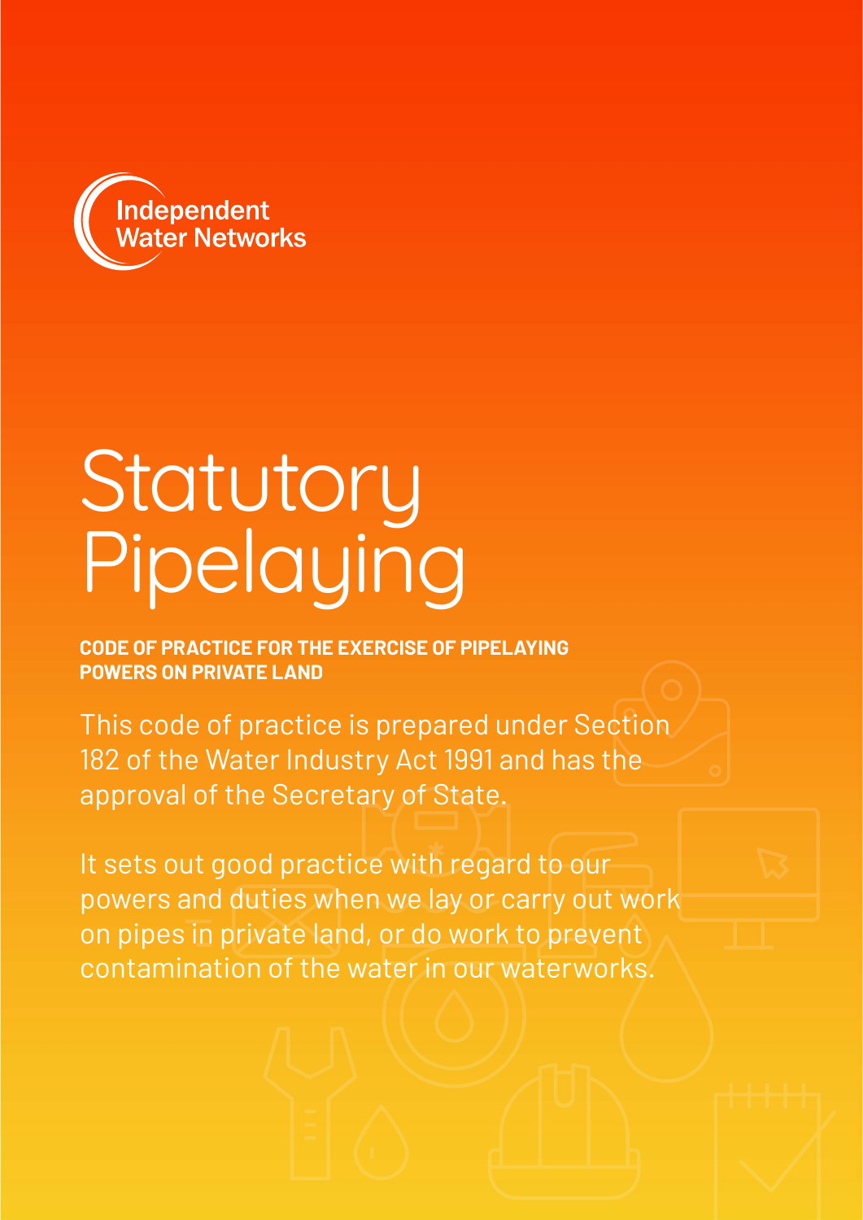Independent Water Networks

# Statutory Pipelaying

**CODE OF PRACTICE FOR THE EXERCISE OF PIPELAYING POWERS ON PRIVATE LAND**

This code of practice is prepared under Section 182 of the Water Industry Act 1991 and has the approval of the Secretary of State.

It sets out good practice with regard to our powers and duties when we lay or carry out work on pipes in private land, or do work to prevent contamination of the water in our waterworks.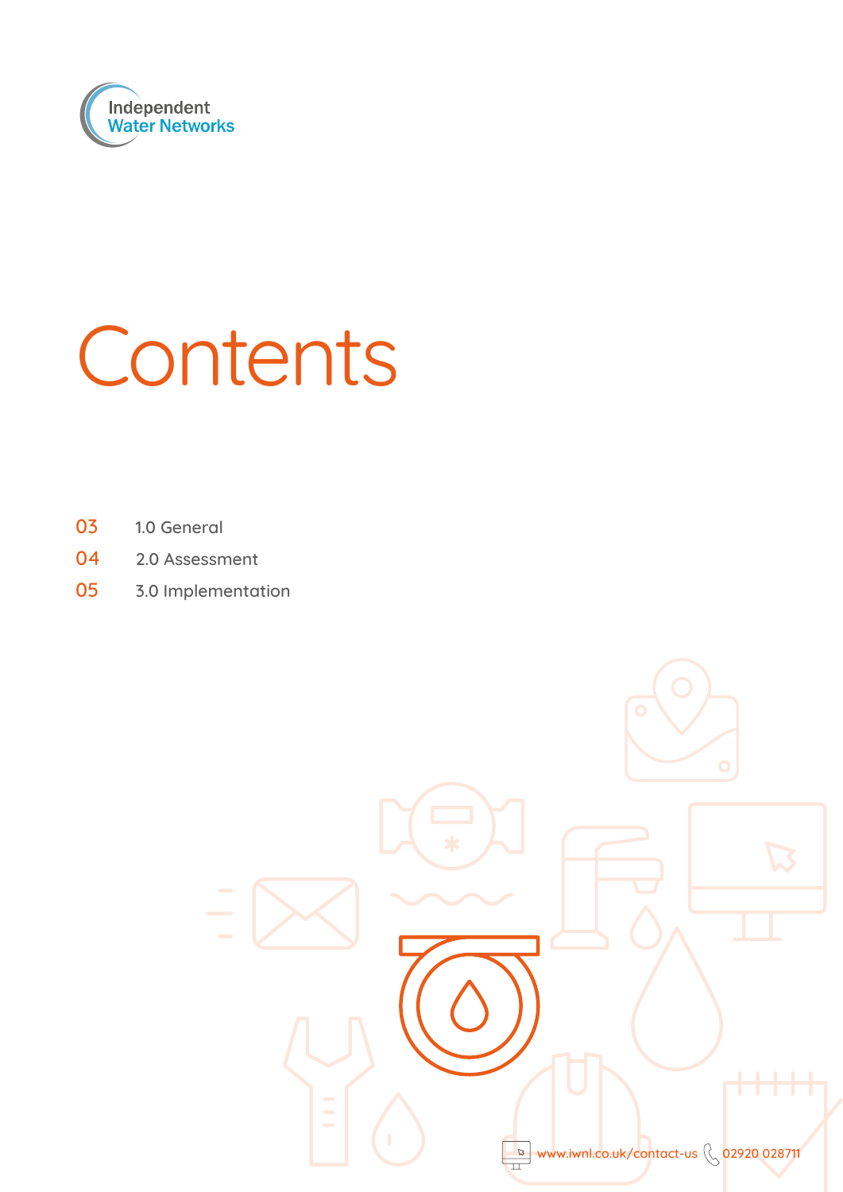Independent Water Networks

# Contents

| | |
|---|---|
| 03 | 1.0 General |
| 04 | 2.0 Assessment |
| 05 | 3.0 Implementation |

www.iwnl.co.uk/contact-us 02920 028711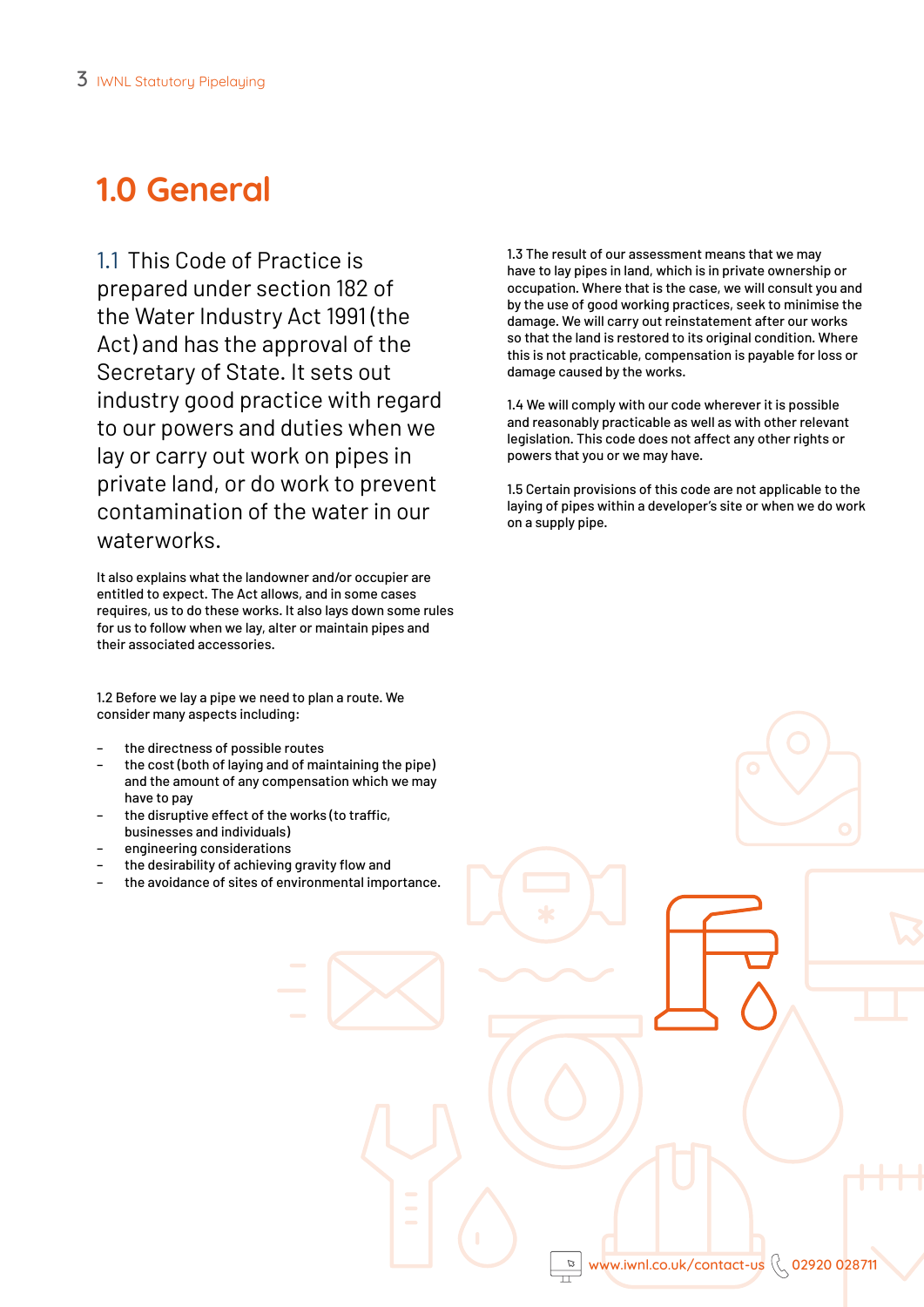# 1.0 General

1.1 This Code of Practice is prepared under section 182 of the Water Industry Act 1991 (the Act) and has the approval of the Secretary of State. It sets out industry good practice with regard to our powers and duties when we lay or carry out work on pipes in private land, or do work to prevent contamination of the water in our waterworks.

It also explains what the landowner and/or occupier are entitled to expect. The Act allows, and in some cases requires, us to do these works. It also lays down some rules for us to follow when we lay, alter or maintain pipes and their associated accessories.

1.2 Before we lay a pipe we need to plan a route. We consider many aspects including:

- the directness of possible routes
- the cost (both of laying and of maintaining the pipe) and the amount of any compensation which we may have to pay
- the disruptive effect of the works (to traffic, businesses and individuals)
- engineering considerations
- the desirability of achieving gravity flow and
- the avoidance of sites of environmental importance.

1.3 The result of our assessment means that we may have to lay pipes in land, which is in private ownership or occupation. Where that is the case, we will consult you and by the use of good working practices, seek to minimise the damage. We will carry out reinstatement after our works so that the land is restored to its original condition. Where this is not practicable, compensation is payable for loss or damage caused by the works.

1.4 We will comply with our code wherever it is possible and reasonably practicable as well as with other relevant legislation. This code does not affect any other rights or powers that you or we may have.

1.5 Certain provisions of this code are not applicable to the laying of pipes within a developer's site or when we do work on a supply pipe.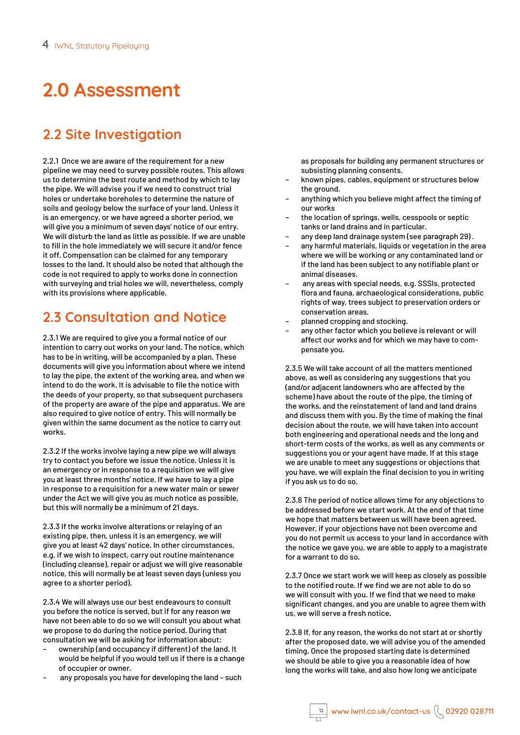# 2.0 Assessment

## 2.2 Site Investigation

2.2.1 Once we are aware of the requirement for a new pipeline we may need to survey possible routes. This allows us to determine the best route and method by which to lay the pipe. We will advise you if we need to construct trial holes or undertake boreholes to determine the nature of soils and geology below the surface of your land. Unless it is an emergency, or we have agreed a shorter period, we will give you a minimum of seven days' notice of our entry. We will disturb the land as little as possible. If we are unable to fill in the hole immediately we will secure it and/or fence it off. Compensation can be claimed for any temporary losses to the land. It should also be noted that although the code is not required to apply to works done in connection with surveying and trial holes we will, nevertheless, comply with its provisions where applicable.

## 2.3 Consultation and Notice

2.3.1 We are required to give you a formal notice of our intention to carry out works on your land. The notice, which has to be in writing, will be accompanied by a plan. These documents will give you information about where we intend to lay the pipe, the extent of the working area, and when we intend to do the work. It is advisable to file the notice with the deeds of your property, so that subsequent purchasers of the property are aware of the pipe and apparatus. We are also required to give notice of entry. This will normally be given within the same document as the notice to carry out works.

2.3.2 If the works involve laying a new pipe we will always try to contact you before we issue the notice. Unless it is an emergency or in response to a requisition we will give you at least three months' notice. If we have to lay a pipe in response to a requisition for a new water main or sewer under the Act we will give you as much notice as possible, but this will normally be a minimum of 21 days.

2.3.3 If the works involve alterations or relaying of an existing pipe, then, unless it is an emergency, we will give you at least 42 days' notice. In other circumstances, e.g. if we wish to inspect, carry out routine maintenance (including cleanse), repair or adjust we will give reasonable notice, this will normally be at least seven days (unless you agree to a shorter period).

2.3.4 We will always use our best endeavours to consult you before the notice is served, but if for any reason we have not been able to do so we will consult you about what we propose to do during the notice period. During that consultation we will be asking for information about:

- ownership (and occupancy if different) of the land. It would be helpful if you would tell us if there is a change of occupier or owner.
- any proposals you have for developing the land – such as proposals for building any permanent structures or subsisting planning consents.
- known pipes, cables, equipment or structures below the ground.
- anything which you believe might affect the timing of our works
- the location of springs, wells, cesspools or septic tanks or land drains and in particular.
- any deep land drainage system (see paragraph 29).
- any harmful materials, liquids or vegetation in the area where we will be working or any contaminated land or if the land has been subject to any notifiable plant or animal diseases.
- any areas with special needs, e.g. SSSIs, protected flora and fauna, archaeological considerations, public rights of way, trees subject to preservation orders or conservation areas.
- planned cropping and stocking.
- any other factor which you believe is relevant or will affect our works and for which we may have to compensate you.

2.3.5 We will take account of all the matters mentioned above, as well as considering any suggestions that you (and/or adjacent landowners who are affected by the scheme) have about the route of the pipe, the timing of the works, and the reinstatement of land and land drains and discuss them with you. By the time of making the final decision about the route, we will have taken into account both engineering and operational needs and the long and short-term costs of the works, as well as any comments or suggestions you or your agent have made. If at this stage we are unable to meet any suggestions or objections that you have, we will explain the final decision to you in writing if you ask us to do so.

2.3.6 The period of notice allows time for any objections to be addressed before we start work. At the end of that time we hope that matters between us will have been agreed. However, if your objections have not been overcome and you do not permit us access to your land in accordance with the notice we gave you, we are able to apply to a magistrate for a warrant to do so.

2.3.7 Once we start work we will keep as closely as possible to the notified route. If we find we are not able to do so we will consult with you. If we find that we need to make significant changes, and you are unable to agree them with us, we will serve a fresh notice.

2.3.8 If, for any reason, the works do not start at or shortly after the proposed date, we will advise you of the amended timing. Once the proposed starting date is determined we should be able to give you a reasonable idea of how long the works will take, and also how long we anticipate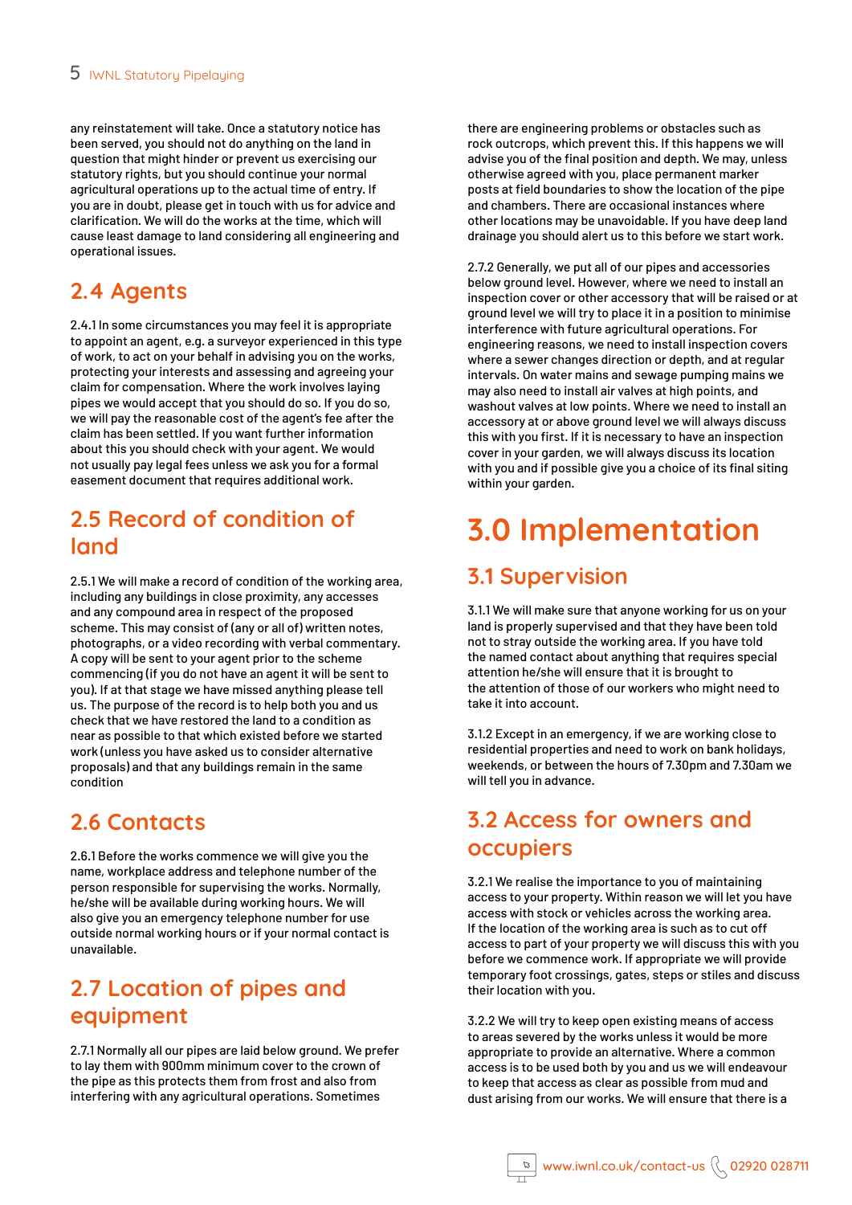any reinstatement will take. Once a statutory notice has been served, you should not do anything on the land in question that might hinder or prevent us exercising our statutory rights, but you should continue your normal agricultural operations up to the actual time of entry. If you are in doubt, please get in touch with us for advice and clarification. We will do the works at the time, which will cause least damage to land considering all engineering and operational issues.

## 2.4 Agents

2.4.1 In some circumstances you may feel it is appropriate to appoint an agent, e.g. a surveyor experienced in this type of work, to act on your behalf in advising you on the works, protecting your interests and assessing and agreeing your claim for compensation. Where the work involves laying pipes we would accept that you should do so. If you do so, we will pay the reasonable cost of the agent's fee after the claim has been settled. If you want further information about this you should check with your agent. We would not usually pay legal fees unless we ask you for a formal easement document that requires additional work.

## 2.5 Record of condition of land

2.5.1 We will make a record of condition of the working area, including any buildings in close proximity, any accesses and any compound area in respect of the proposed scheme. This may consist of (any or all of) written notes, photographs, or a video recording with verbal commentary. A copy will be sent to your agent prior to the scheme commencing (if you do not have an agent it will be sent to you). If at that stage we have missed anything please tell us. The purpose of the record is to help both you and us check that we have restored the land to a condition as near as possible to that which existed before we started work (unless you have asked us to consider alternative proposals) and that any buildings remain in the same condition

## 2.6 Contacts

2.6.1 Before the works commence we will give you the name, workplace address and telephone number of the person responsible for supervising the works. Normally, he/she will be available during working hours. We will also give you an emergency telephone number for use outside normal working hours or if your normal contact is unavailable.

## 2.7 Location of pipes and equipment

2.7.1 Normally all our pipes are laid below ground. We prefer to lay them with 900mm minimum cover to the crown of the pipe as this protects them from frost and also from interfering with any agricultural operations. Sometimes there are engineering problems or obstacles such as rock outcrops, which prevent this. If this happens we will advise you of the final position and depth. We may, unless otherwise agreed with you, place permanent marker posts at field boundaries to show the location of the pipe and chambers. There are occasional instances where other locations may be unavoidable. If you have deep land drainage you should alert us to this before we start work.

2.7.2 Generally, we put all of our pipes and accessories below ground level. However, where we need to install an inspection cover or other accessory that will be raised or at ground level we will try to place it in a position to minimise interference with future agricultural operations. For engineering reasons, we need to install inspection covers where a sewer changes direction or depth, and at regular intervals. On water mains and sewage pumping mains we may also need to install air valves at high points, and washout valves at low points. Where we need to install an accessory at or above ground level we will always discuss this with you first. If it is necessary to have an inspection cover in your garden, we will always discuss its location with you and if possible give you a choice of its final siting within your garden.

# 3.0 Implementation

## 3.1 Supervision

3.1.1 We will make sure that anyone working for us on your land is properly supervised and that they have been told not to stray outside the working area. If you have told the named contact about anything that requires special attention he/she will ensure that it is brought to the attention of those of our workers who might need to take it into account.

3.1.2 Except in an emergency, if we are working close to residential properties and need to work on bank holidays, weekends, or between the hours of 7.30pm and 7.30am we will tell you in advance.

## 3.2 Access for owners and occupiers

3.2.1 We realise the importance to you of maintaining access to your property. Within reason we will let you have access with stock or vehicles across the working area. If the location of the working area is such as to cut off access to part of your property we will discuss this with you before we commence work. If appropriate we will provide temporary foot crossings, gates, steps or stiles and discuss their location with you.

3.2.2 We will try to keep open existing means of access to areas severed by the works unless it would be more appropriate to provide an alternative. Where a common access is to be used both by you and us we will endeavour to keep that access as clear as possible from mud and dust arising from our works. We will ensure that there is a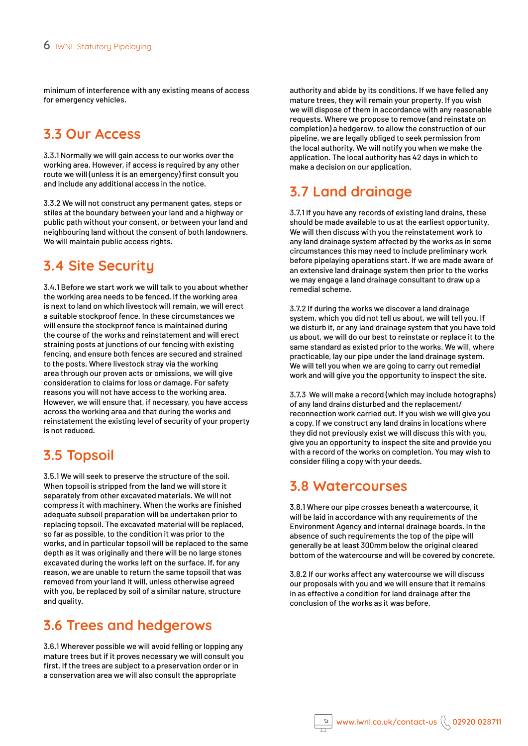minimum of interference with any existing means of access for emergency vehicles.

## 3.3 Our Access

3.3.1 Normally we will gain access to our works over the working area. However, if access is required by any other route we will (unless it is an emergency) first consult you and include any additional access in the notice.

3.3.2 We will not construct any permanent gates, steps or stiles at the boundary between your land and a highway or public path without your consent, or between your land and neighbouring land without the consent of both landowners. We will maintain public access rights.

## 3.4 Site Security

3.4.1 Before we start work we will talk to you about whether the working area needs to be fenced. If the working area is next to land on which livestock will remain, we will erect a suitable stockproof fence. In these circumstances we will ensure the stockproof fence is maintained during the course of the works and reinstatement and will erect straining posts at junctions of our fencing with existing fencing, and ensure both fences are secured and strained to the posts. Where livestock stray via the working area through our proven acts or omissions, we will give consideration to claims for loss or damage. For safety reasons you will not have access to the working area. However, we will ensure that, if necessary, you have access across the working area and that during the works and reinstatement the existing level of security of your property is not reduced.

## 3.5 Topsoil

3.5.1 We will seek to preserve the structure of the soil. When topsoil is stripped from the land we will store it separately from other excavated materials. We will not compress it with machinery. When the works are finished adequate subsoil preparation will be undertaken prior to replacing topsoil. The excavated material will be replaced, so far as possible, to the condition it was prior to the works, and in particular topsoil will be replaced to the same depth as it was originally and there will be no large stones excavated during the works left on the surface. If, for any reason, we are unable to return the same topsoil that was removed from your land it will, unless otherwise agreed with you, be replaced by soil of a similar nature, structure and quality.

## 3.6 Trees and hedgerows

3.6.1 Wherever possible we will avoid felling or lopping any mature trees but if it proves necessary we will consult you first. If the trees are subject to a preservation order or in a conservation area we will also consult the appropriate authority and abide by its conditions. If we have felled any mature trees, they will remain your property. If you wish we will dispose of them in accordance with any reasonable requests. Where we propose to remove (and reinstate on completion) a hedgerow, to allow the construction of our pipeline, we are legally obliged to seek permission from the local authority. We will notify you when we make the application. The local authority has 42 days in which to make a decision on our application.

## 3.7 Land drainage

3.7.1 If you have any records of existing land drains, these should be made available to us at the earliest opportunity. We will then discuss with you the reinstatement work to any land drainage system affected by the works as in some circumstances this may need to include preliminary work before pipelaying operations start. If we are made aware of an extensive land drainage system then prior to the works we may engage a land drainage consultant to draw up a remedial scheme.

3.7.2 If during the works we discover a land drainage system, which you did not tell us about, we will tell you. If we disturb it, or any land drainage system that you have told us about, we will do our best to reinstate or replace it to the same standard as existed prior to the works. We will, where practicable, lay our pipe under the land drainage system. We will tell you when we are going to carry out remedial work and will give you the opportunity to inspect the site.

3.7.3 We will make a record (which may include hotographs) of any land drains disturbed and the replacement/reconnection work carried out. If you wish we will give you a copy. If we construct any land drains in locations where they did not previously exist we will discuss this with you, give you an opportunity to inspect the site and provide you with a record of the works on completion. You may wish to consider filing a copy with your deeds.

## 3.8 Watercourses

3.8.1 Where our pipe crosses beneath a watercourse, it will be laid in accordance with any requirements of the Environment Agency and internal drainage boards. In the absence of such requirements the top of the pipe will generally be at least 300mm below the original cleared bottom of the watercourse and will be covered by concrete.

3.8.2 If our works affect any watercourse we will discuss our proposals with you and we will ensure that it remains in as effective a condition for land drainage after the conclusion of the works as it was before.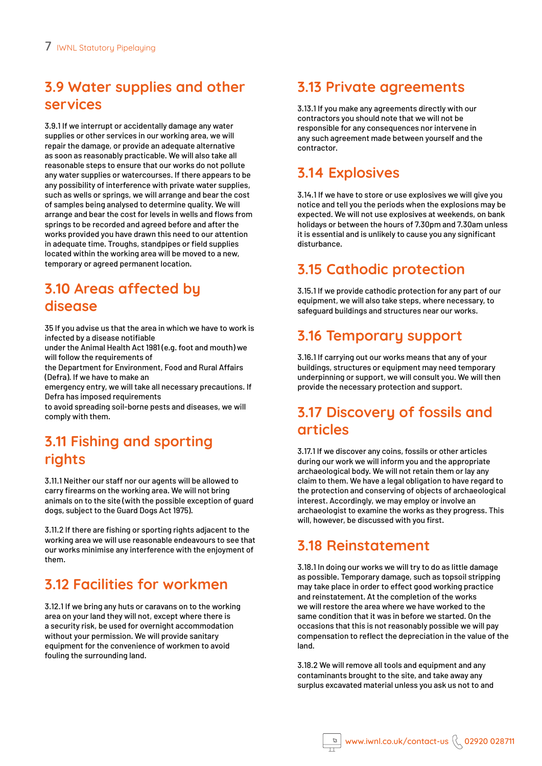## 3.9 Water supplies and other services

3.9.1 If we interrupt or accidentally damage any water supplies or other services in our working area, we will repair the damage, or provide an adequate alternative as soon as reasonably practicable. We will also take all reasonable steps to ensure that our works do not pollute any water supplies or watercourses. If there appears to be any possibility of interference with private water supplies, such as wells or springs, we will arrange and bear the cost of samples being analysed to determine quality. We will arrange and bear the cost for levels in wells and flows from springs to be recorded and agreed before and after the works provided you have drawn this need to our attention in adequate time. Troughs, standpipes or field supplies located within the working area will be moved to a new, temporary or agreed permanent location.

## 3.10 Areas affected by disease

35 If you advise us that the area in which we have to work is infected by a disease notifiable under the Animal Health Act 1981 (e.g. foot and mouth) we will follow the requirements of the Department for Environment, Food and Rural Affairs (Defra). If we have to make an emergency entry, we will take all necessary precautions. If Defra has imposed requirements to avoid spreading soil-borne pests and diseases, we will comply with them.

## 3.11 Fishing and sporting rights

3.11.1 Neither our staff nor our agents will be allowed to carry firearms on the working area. We will not bring animals on to the site (with the possible exception of guard dogs, subject to the Guard Dogs Act 1975).

3.11.2 If there are fishing or sporting rights adjacent to the working area we will use reasonable endeavours to see that our works minimise any interference with the enjoyment of them.

## 3.12 Facilities for workmen

3.12.1 If we bring any huts or caravans on to the working area on your land they will not, except where there is a security risk, be used for overnight accommodation without your permission. We will provide sanitary equipment for the convenience of workmen to avoid fouling the surrounding land.

## 3.13 Private agreements

3.13.1 If you make any agreements directly with our contractors you should note that we will not be responsible for any consequences nor intervene in any such agreement made between yourself and the contractor.

## 3.14 Explosives

3.14.1 If we have to store or use explosives we will give you notice and tell you the periods when the explosions may be expected. We will not use explosives at weekends, on bank holidays or between the hours of 7.30pm and 7.30am unless it is essential and is unlikely to cause you any significant disturbance.

## 3.15 Cathodic protection

3.15.1 If we provide cathodic protection for any part of our equipment, we will also take steps, where necessary, to safeguard buildings and structures near our works.

## 3.16 Temporary support

3.16.1 If carrying out our works means that any of your buildings, structures or equipment may need temporary underpinning or support, we will consult you. We will then provide the necessary protection and support.

## 3.17 Discovery of fossils and articles

3.17.1 If we discover any coins, fossils or other articles during our work we will inform you and the appropriate archaeological body. We will not retain them or lay any claim to them. We have a legal obligation to have regard to the protection and conserving of objects of archaeological interest. Accordingly, we may employ or involve an archaeologist to examine the works as they progress. This will, however, be discussed with you first.

## 3.18 Reinstatement

3.18.1 In doing our works we will try to do as little damage as possible. Temporary damage, such as topsoil stripping may take place in order to effect good working practice and reinstatement. At the completion of the works we will restore the area where we have worked to the same condition that it was in before we started. On the occasions that this is not reasonably possible we will pay compensation to reflect the depreciation in the value of the land.

3.18.2 We will remove all tools and equipment and any contaminants brought to the site, and take away any surplus excavated material unless you ask us not to and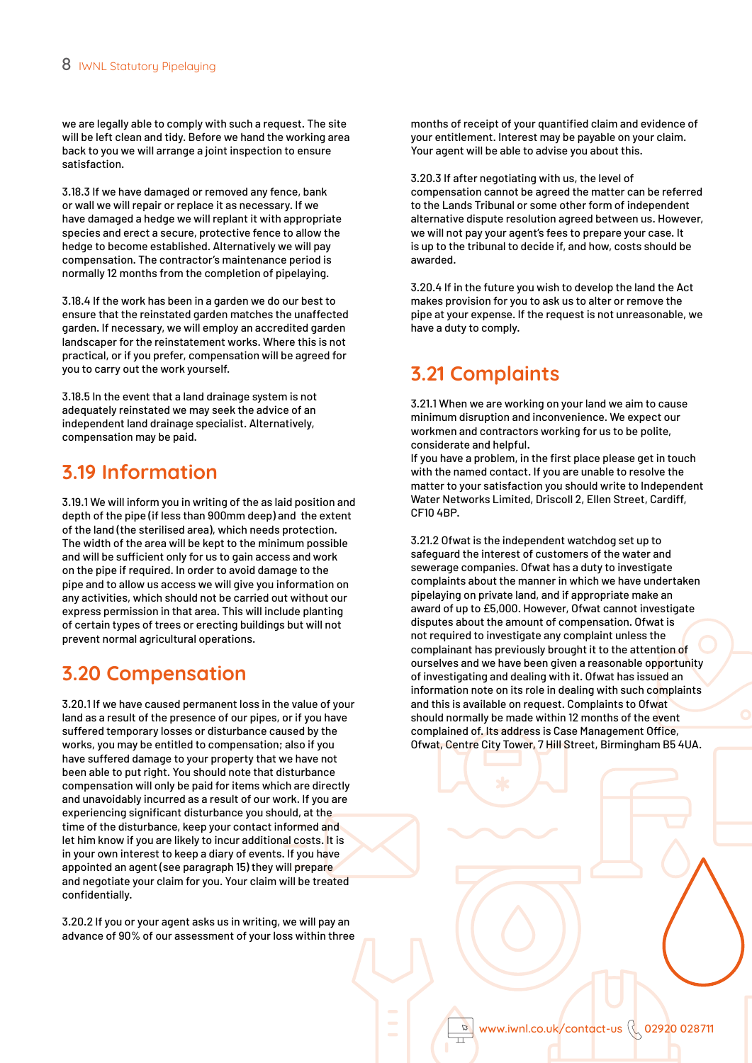we are legally able to comply with such a request. The site will be left clean and tidy. Before we hand the working area back to you we will arrange a joint inspection to ensure satisfaction.

3.18.3 If we have damaged or removed any fence, bank or wall we will repair or replace it as necessary. If we have damaged a hedge we will replant it with appropriate species and erect a secure, protective fence to allow the hedge to become established. Alternatively we will pay compensation. The contractor's maintenance period is normally 12 months from the completion of pipelaying.

3.18.4 If the work has been in a garden we do our best to ensure that the reinstated garden matches the unaffected garden. If necessary, we will employ an accredited garden landscaper for the reinstatement works. Where this is not practical, or if you prefer, compensation will be agreed for you to carry out the work yourself.

3.18.5 In the event that a land drainage system is not adequately reinstated we may seek the advice of an independent land drainage specialist. Alternatively, compensation may be paid.

## 3.19 Information

3.19.1 We will inform you in writing of the as laid position and depth of the pipe (if less than 900mm deep) and the extent of the land (the sterilised area), which needs protection. The width of the area will be kept to the minimum possible and will be sufficient only for us to gain access and work on the pipe if required. In order to avoid damage to the pipe and to allow us access we will give you information on any activities, which should not be carried out without our express permission in that area. This will include planting of certain types of trees or erecting buildings but will not prevent normal agricultural operations.

## 3.20 Compensation

3.20.1 If we have caused permanent loss in the value of your land as a result of the presence of our pipes, or if you have suffered temporary losses or disturbance caused by the works, you may be entitled to compensation; also if you have suffered damage to your property that we have not been able to put right. You should note that disturbance compensation will only be paid for items which are directly and unavoidably incurred as a result of our work. If you are experiencing significant disturbance you should, at the time of the disturbance, keep your contact informed and let him know if you are likely to incur additional costs. It is in your own interest to keep a diary of events. If you have appointed an agent (see paragraph 15) they will prepare and negotiate your claim for you. Your claim will be treated confidentially.

3.20.2 If you or your agent asks us in writing, we will pay an advance of 90% of our assessment of your loss within three months of receipt of your quantified claim and evidence of your entitlement. Interest may be payable on your claim. Your agent will be able to advise you about this.

3.20.3 If after negotiating with us, the level of compensation cannot be agreed the matter can be referred to the Lands Tribunal or some other form of independent alternative dispute resolution agreed between us. However, we will not pay your agent's fees to prepare your case. It is up to the tribunal to decide if, and how, costs should be awarded.

3.20.4 If in the future you wish to develop the land the Act makes provision for you to ask us to alter or remove the pipe at your expense. If the request is not unreasonable, we have a duty to comply.

## 3.21 Complaints

3.21.1 When we are working on your land we aim to cause minimum disruption and inconvenience. We expect our workmen and contractors working for us to be polite, considerate and helpful.
If you have a problem, in the first place please get in touch with the named contact. If you are unable to resolve the matter to your satisfaction you should write to Independent Water Networks Limited, Driscoll 2, Ellen Street, Cardiff, CF10 4BP.

3.21.2 Ofwat is the independent watchdog set up to safeguard the interest of customers of the water and sewerage companies. Ofwat has a duty to investigate complaints about the manner in which we have undertaken pipelaying on private land, and if appropriate make an award of up to £5,000. However, Ofwat cannot investigate disputes about the amount of compensation. Ofwat is not required to investigate any complaint unless the complainant has previously brought it to the attention of ourselves and we have been given a reasonable opportunity of investigating and dealing with it. Ofwat has issued an information note on its role in dealing with such complaints and this is available on request. Complaints to Ofwat should normally be made within 12 months of the event complained of. Its address is Case Management Office, Ofwat, Centre City Tower, 7 Hill Street, Birmingham B5 4UA.

www.iwnl.co.uk/contact-us 02920 028711